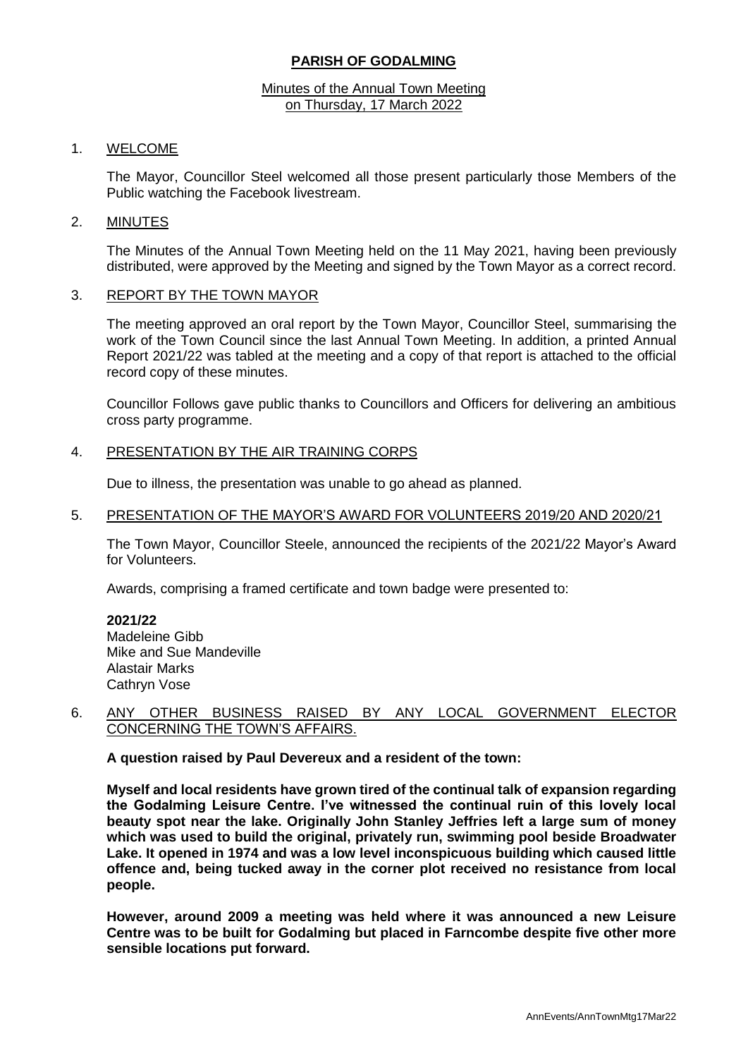# PARISH OF GODALMING

Minutes of the Annual Town Meeting
on Thursday, 17 March 2022

## 1. WELCOME

The Mayor, Councillor Steel welcomed all those present particularly those Members of the Public watching the Facebook livestream.

## 2. MINUTES

The Minutes of the Annual Town Meeting held on the 11 May 2021, having been previously distributed, were approved by the Meeting and signed by the Town Mayor as a correct record.

## 3. REPORT BY THE TOWN MAYOR

The meeting approved an oral report by the Town Mayor, Councillor Steel, summarising the work of the Town Council since the last Annual Town Meeting. In addition, a printed Annual Report 2021/22 was tabled at the meeting and a copy of that report is attached to the official record copy of these minutes.

Councillor Follows gave public thanks to Councillors and Officers for delivering an ambitious cross party programme.

## 4. PRESENTATION BY THE AIR TRAINING CORPS

Due to illness, the presentation was unable to go ahead as planned.

## 5. PRESENTATION OF THE MAYOR'S AWARD FOR VOLUNTEERS 2019/20 AND 2020/21

The Town Mayor, Councillor Steele, announced the recipients of the 2021/22 Mayor's Award for Volunteers.

Awards, comprising a framed certificate and town badge were presented to:

**2021/22**
Madeleine Gibb
Mike and Sue Mandeville
Alastair Marks
Cathryn Vose

## 6. ANY OTHER BUSINESS RAISED BY ANY LOCAL GOVERNMENT ELECTOR CONCERNING THE TOWN'S AFFAIRS.

**A question raised by Paul Devereux and a resident of the town:**

**Myself and local residents have grown tired of the continual talk of expansion regarding the Godalming Leisure Centre. I've witnessed the continual ruin of this lovely local beauty spot near the lake. Originally John Stanley Jeffries left a large sum of money which was used to build the original, privately run, swimming pool beside Broadwater Lake. It opened in 1974 and was a low level inconspicuous building which caused little offence and, being tucked away in the corner plot received no resistance from local people.**

**However, around 2009 a meeting was held where it was announced a new Leisure Centre was to be built for Godalming but placed in Farncombe despite five other more sensible locations put forward.**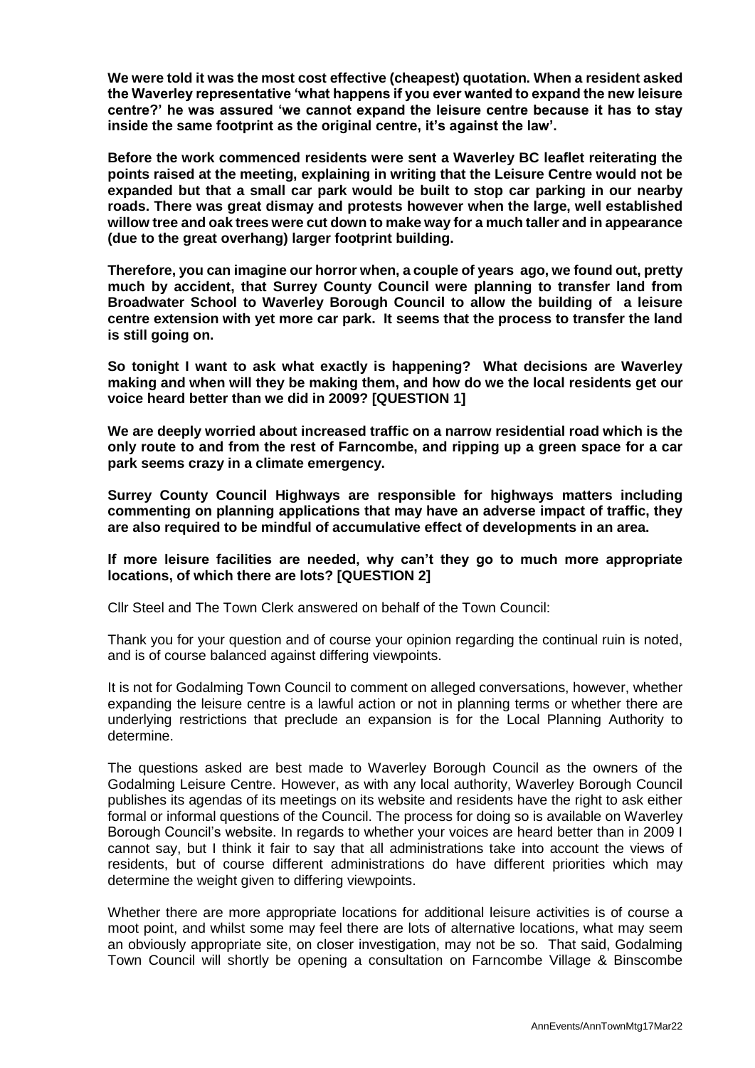**We were told it was the most cost effective (cheapest) quotation. When a resident asked the Waverley representative 'what happens if you ever wanted to expand the new leisure centre?' he was assured 'we cannot expand the leisure centre because it has to stay inside the same footprint as the original centre, it's against the law'.**

**Before the work commenced residents were sent a Waverley BC leaflet reiterating the points raised at the meeting, explaining in writing that the Leisure Centre would not be expanded but that a small car park would be built to stop car parking in our nearby roads. There was great dismay and protests however when the large, well established willow tree and oak trees were cut down to make way for a much taller and in appearance (due to the great overhang) larger footprint building.**

**Therefore, you can imagine our horror when, a couple of years ago, we found out, pretty much by accident, that Surrey County Council were planning to transfer land from Broadwater School to Waverley Borough Council to allow the building of a leisure centre extension with yet more car park. It seems that the process to transfer the land is still going on.**

**So tonight I want to ask what exactly is happening? What decisions are Waverley making and when will they be making them, and how do we the local residents get our voice heard better than we did in 2009? [QUESTION 1]**

**We are deeply worried about increased traffic on a narrow residential road which is the only route to and from the rest of Farncombe, and ripping up a green space for a car park seems crazy in a climate emergency.**

**Surrey County Council Highways are responsible for highways matters including commenting on planning applications that may have an adverse impact of traffic, they are also required to be mindful of accumulative effect of developments in an area.**

**If more leisure facilities are needed, why can't they go to much more appropriate locations, of which there are lots? [QUESTION 2]**

Cllr Steel and The Town Clerk answered on behalf of the Town Council:

Thank you for your question and of course your opinion regarding the continual ruin is noted, and is of course balanced against differing viewpoints.

It is not for Godalming Town Council to comment on alleged conversations, however, whether expanding the leisure centre is a lawful action or not in planning terms or whether there are underlying restrictions that preclude an expansion is for the Local Planning Authority to determine.

The questions asked are best made to Waverley Borough Council as the owners of the Godalming Leisure Centre. However, as with any local authority, Waverley Borough Council publishes its agendas of its meetings on its website and residents have the right to ask either formal or informal questions of the Council. The process for doing so is available on Waverley Borough Council's website. In regards to whether your voices are heard better than in 2009 I cannot say, but I think it fair to say that all administrations take into account the views of residents, but of course different administrations do have different priorities which may determine the weight given to differing viewpoints.

Whether there are more appropriate locations for additional leisure activities is of course a moot point, and whilst some may feel there are lots of alternative locations, what may seem an obviously appropriate site, on closer investigation, may not be so. That said, Godalming Town Council will shortly be opening a consultation on Farncombe Village & Binscombe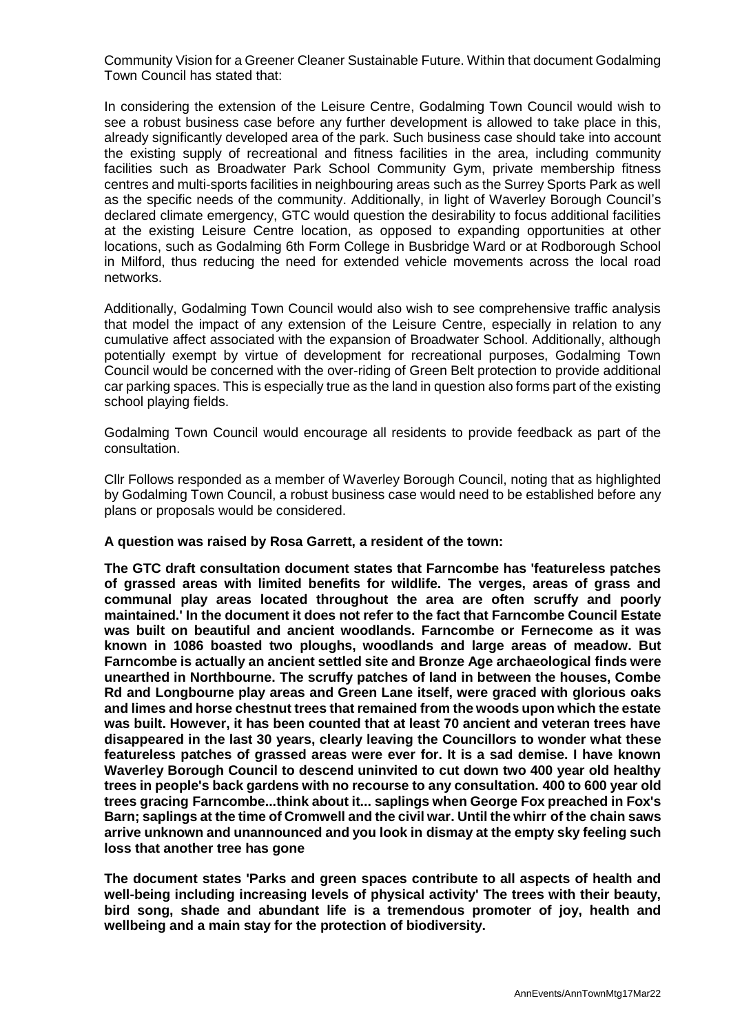Community Vision for a Greener Cleaner Sustainable Future. Within that document Godalming Town Council has stated that:

In considering the extension of the Leisure Centre, Godalming Town Council would wish to see a robust business case before any further development is allowed to take place in this, already significantly developed area of the park. Such business case should take into account the existing supply of recreational and fitness facilities in the area, including community facilities such as Broadwater Park School Community Gym, private membership fitness centres and multi-sports facilities in neighbouring areas such as the Surrey Sports Park as well as the specific needs of the community. Additionally, in light of Waverley Borough Council's declared climate emergency, GTC would question the desirability to focus additional facilities at the existing Leisure Centre location, as opposed to expanding opportunities at other locations, such as Godalming 6th Form College in Busbridge Ward or at Rodborough School in Milford, thus reducing the need for extended vehicle movements across the local road networks.

Additionally, Godalming Town Council would also wish to see comprehensive traffic analysis that model the impact of any extension of the Leisure Centre, especially in relation to any cumulative affect associated with the expansion of Broadwater School. Additionally, although potentially exempt by virtue of development for recreational purposes, Godalming Town Council would be concerned with the over-riding of Green Belt protection to provide additional car parking spaces. This is especially true as the land in question also forms part of the existing school playing fields.

Godalming Town Council would encourage all residents to provide feedback as part of the consultation.

Cllr Follows responded as a member of Waverley Borough Council, noting that as highlighted by Godalming Town Council, a robust business case would need to be established before any plans or proposals would be considered.

**A question was raised by Rosa Garrett, a resident of the town:**

**The GTC draft consultation document states that Farncombe has 'featureless patches of grassed areas with limited benefits for wildlife. The verges, areas of grass and communal play areas located throughout the area are often scruffy and poorly maintained.' In the document it does not refer to the fact that Farncombe Council Estate was built on beautiful and ancient woodlands. Farncombe or Fernecome as it was known in 1086 boasted two ploughs, woodlands and large areas of meadow. But Farncombe is actually an ancient settled site and Bronze Age archaeological finds were unearthed in Northbourne. The scruffy patches of land in between the houses, Combe Rd and Longbourne play areas and Green Lane itself, were graced with glorious oaks and limes and horse chestnut trees that remained from the woods upon which the estate was built. However, it has been counted that at least 70 ancient and veteran trees have disappeared in the last 30 years, clearly leaving the Councillors to wonder what these featureless patches of grassed areas were ever for. It is a sad demise. I have known Waverley Borough Council to descend uninvited to cut down two 400 year old healthy trees in people's back gardens with no recourse to any consultation. 400 to 600 year old trees gracing Farncombe...think about it... saplings when George Fox preached in Fox's Barn; saplings at the time of Cromwell and the civil war. Until the whirr of the chain saws arrive unknown and unannounced and you look in dismay at the empty sky feeling such loss that another tree has gone**

**The document states 'Parks and green spaces contribute to all aspects of health and well-being including increasing levels of physical activity' The trees with their beauty, bird song, shade and abundant life is a tremendous promoter of joy, health and wellbeing and a main stay for the protection of biodiversity.**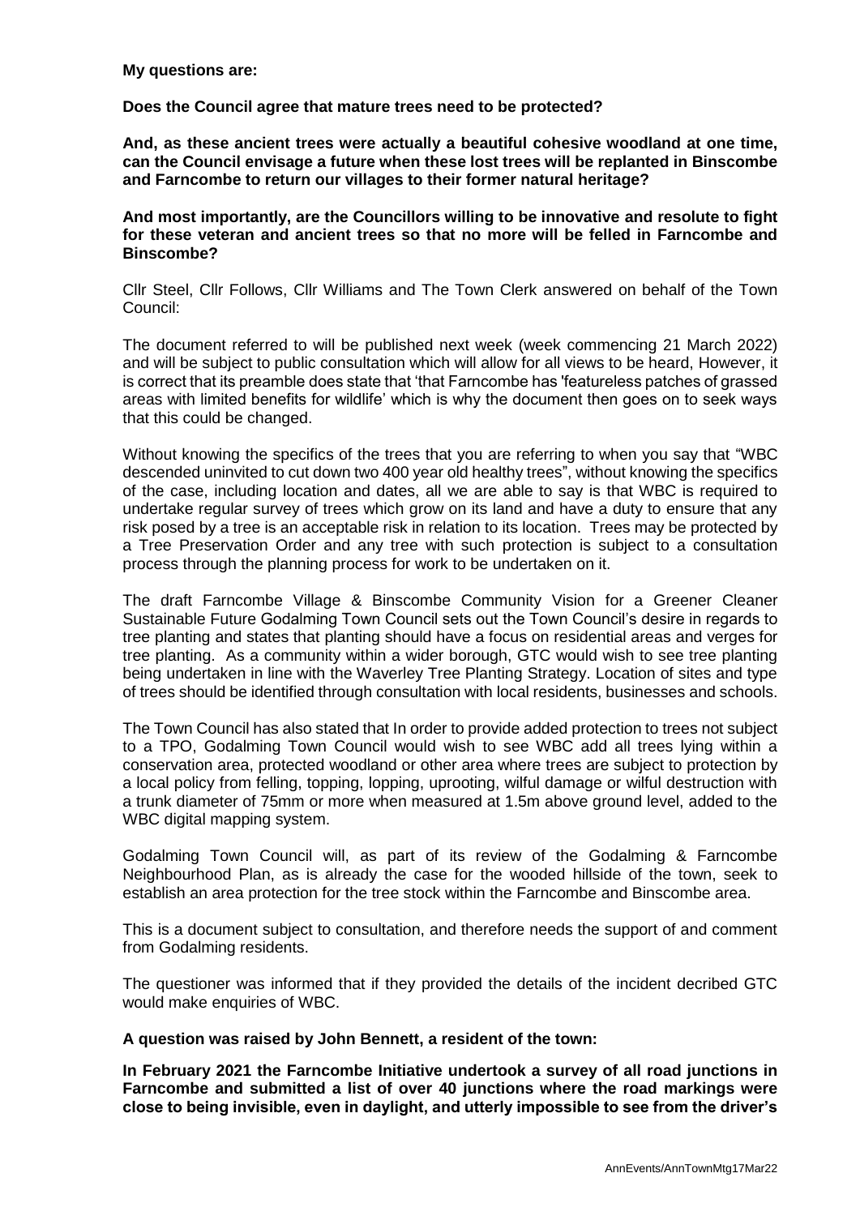**My questions are:**

**Does the Council agree that mature trees need to be protected?**

**And, as these ancient trees were actually a beautiful cohesive woodland at one time, can the Council envisage a future when these lost trees will be replanted in Binscombe and Farncombe to return our villages to their former natural heritage?**

**And most importantly, are the Councillors willing to be innovative and resolute to fight for these veteran and ancient trees so that no more will be felled in Farncombe and Binscombe?**

Cllr Steel, Cllr Follows, Cllr Williams and The Town Clerk answered on behalf of the Town Council:

The document referred to will be published next week (week commencing 21 March 2022) and will be subject to public consultation which will allow for all views to be heard, However, it is correct that its preamble does state that 'that Farncombe has 'featureless patches of grassed areas with limited benefits for wildlife' which is why the document then goes on to seek ways that this could be changed.

Without knowing the specifics of the trees that you are referring to when you say that "WBC descended uninvited to cut down two 400 year old healthy trees", without knowing the specifics of the case, including location and dates, all we are able to say is that WBC is required to undertake regular survey of trees which grow on its land and have a duty to ensure that any risk posed by a tree is an acceptable risk in relation to its location. Trees may be protected by a Tree Preservation Order and any tree with such protection is subject to a consultation process through the planning process for work to be undertaken on it.

The draft Farncombe Village & Binscombe Community Vision for a Greener Cleaner Sustainable Future Godalming Town Council sets out the Town Council's desire in regards to tree planting and states that planting should have a focus on residential areas and verges for tree planting. As a community within a wider borough, GTC would wish to see tree planting being undertaken in line with the Waverley Tree Planting Strategy. Location of sites and type of trees should be identified through consultation with local residents, businesses and schools.

The Town Council has also stated that In order to provide added protection to trees not subject to a TPO, Godalming Town Council would wish to see WBC add all trees lying within a conservation area, protected woodland or other area where trees are subject to protection by a local policy from felling, topping, lopping, uprooting, wilful damage or wilful destruction with a trunk diameter of 75mm or more when measured at 1.5m above ground level, added to the WBC digital mapping system.

Godalming Town Council will, as part of its review of the Godalming & Farncombe Neighbourhood Plan, as is already the case for the wooded hillside of the town, seek to establish an area protection for the tree stock within the Farncombe and Binscombe area.

This is a document subject to consultation, and therefore needs the support of and comment from Godalming residents.

The questioner was informed that if they provided the details of the incident decribed GTC would make enquiries of WBC.

**A question was raised by John Bennett, a resident of the town:**

**In February 2021 the Farncombe Initiative undertook a survey of all road junctions in Farncombe and submitted a list of over 40 junctions where the road markings were close to being invisible, even in daylight, and utterly impossible to see from the driver's**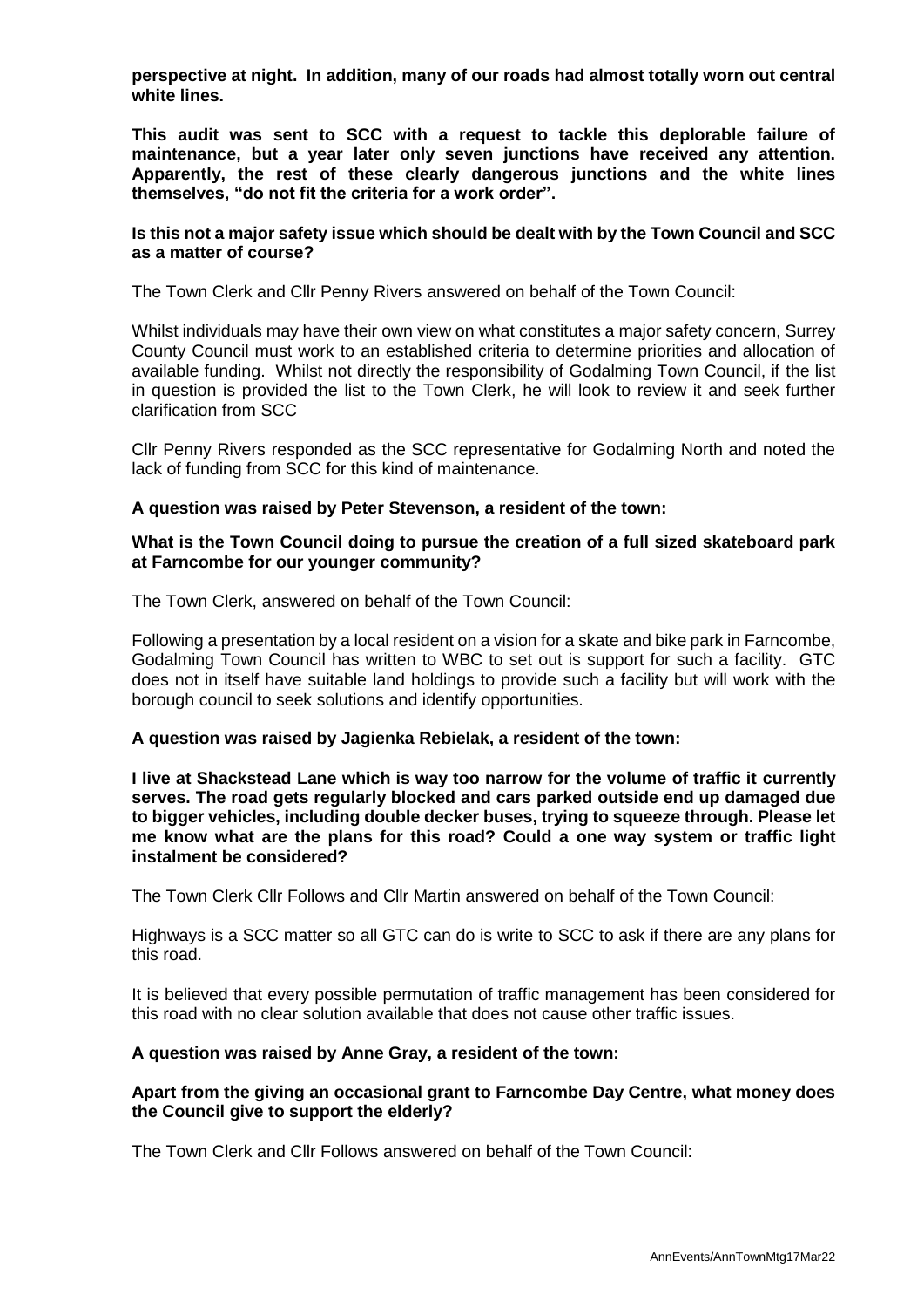**perspective at night. In addition, many of our roads had almost totally worn out central white lines.**

**This audit was sent to SCC with a request to tackle this deplorable failure of maintenance, but a year later only seven junctions have received any attention. Apparently, the rest of these clearly dangerous junctions and the white lines themselves, "do not fit the criteria for a work order".**

**Is this not a major safety issue which should be dealt with by the Town Council and SCC as a matter of course?**

The Town Clerk and Cllr Penny Rivers answered on behalf of the Town Council:

Whilst individuals may have their own view on what constitutes a major safety concern, Surrey County Council must work to an established criteria to determine priorities and allocation of available funding. Whilst not directly the responsibility of Godalming Town Council, if the list in question is provided the list to the Town Clerk, he will look to review it and seek further clarification from SCC

Cllr Penny Rivers responded as the SCC representative for Godalming North and noted the lack of funding from SCC for this kind of maintenance.

**A question was raised by Peter Stevenson, a resident of the town:**

**What is the Town Council doing to pursue the creation of a full sized skateboard park at Farncombe for our younger community?**

The Town Clerk, answered on behalf of the Town Council:

Following a presentation by a local resident on a vision for a skate and bike park in Farncombe, Godalming Town Council has written to WBC to set out is support for such a facility. GTC does not in itself have suitable land holdings to provide such a facility but will work with the borough council to seek solutions and identify opportunities.

**A question was raised by Jagienka Rebielak, a resident of the town:**

**I live at Shackstead Lane which is way too narrow for the volume of traffic it currently serves. The road gets regularly blocked and cars parked outside end up damaged due to bigger vehicles, including double decker buses, trying to squeeze through. Please let me know what are the plans for this road? Could a one way system or traffic light instalment be considered?**

The Town Clerk Cllr Follows and Cllr Martin answered on behalf of the Town Council:

Highways is a SCC matter so all GTC can do is write to SCC to ask if there are any plans for this road.

It is believed that every possible permutation of traffic management has been considered for this road with no clear solution available that does not cause other traffic issues.

**A question was raised by Anne Gray, a resident of the town:**

**Apart from the giving an occasional grant to Farncombe Day Centre, what money does the Council give to support the elderly?**

The Town Clerk and Cllr Follows answered on behalf of the Town Council: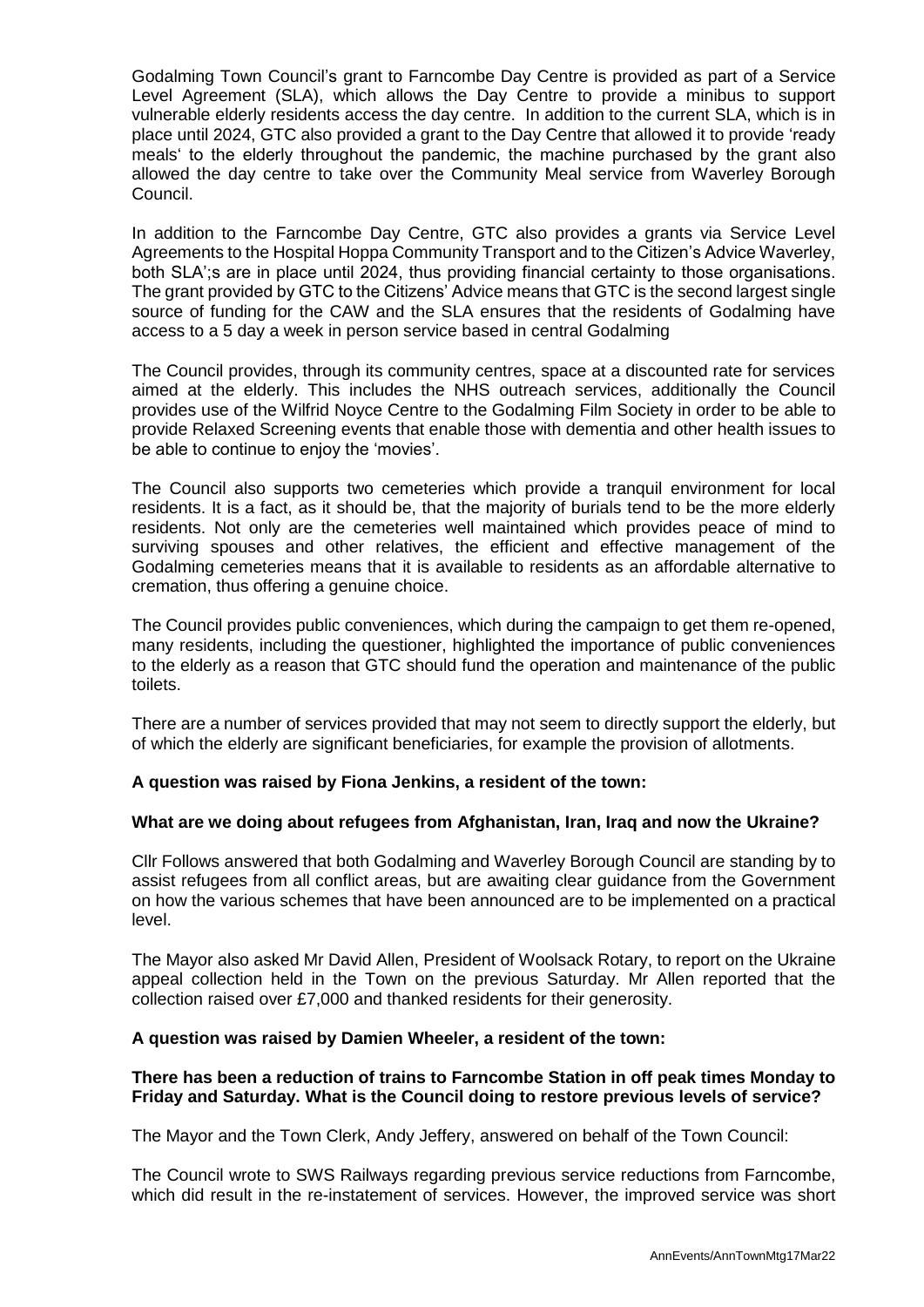Godalming Town Council's grant to Farncombe Day Centre is provided as part of a Service Level Agreement (SLA), which allows the Day Centre to provide a minibus to support vulnerable elderly residents access the day centre. In addition to the current SLA, which is in place until 2024, GTC also provided a grant to the Day Centre that allowed it to provide 'ready meals' to the elderly throughout the pandemic, the machine purchased by the grant also allowed the day centre to take over the Community Meal service from Waverley Borough Council.

In addition to the Farncombe Day Centre, GTC also provides a grants via Service Level Agreements to the Hospital Hoppa Community Transport and to the Citizen's Advice Waverley, both SLA';s are in place until 2024, thus providing financial certainty to those organisations. The grant provided by GTC to the Citizens' Advice means that GTC is the second largest single source of funding for the CAW and the SLA ensures that the residents of Godalming have access to a 5 day a week in person service based in central Godalming

The Council provides, through its community centres, space at a discounted rate for services aimed at the elderly. This includes the NHS outreach services, additionally the Council provides use of the Wilfrid Noyce Centre to the Godalming Film Society in order to be able to provide Relaxed Screening events that enable those with dementia and other health issues to be able to continue to enjoy the 'movies'.

The Council also supports two cemeteries which provide a tranquil environment for local residents. It is a fact, as it should be, that the majority of burials tend to be the more elderly residents. Not only are the cemeteries well maintained which provides peace of mind to surviving spouses and other relatives, the efficient and effective management of the Godalming cemeteries means that it is available to residents as an affordable alternative to cremation, thus offering a genuine choice.

The Council provides public conveniences, which during the campaign to get them re-opened, many residents, including the questioner, highlighted the importance of public conveniences to the elderly as a reason that GTC should fund the operation and maintenance of the public toilets.

There are a number of services provided that may not seem to directly support the elderly, but of which the elderly are significant beneficiaries, for example the provision of allotments.

**A question was raised by Fiona Jenkins, a resident of the town:**

**What are we doing about refugees from Afghanistan, Iran, Iraq and now the Ukraine?**

Cllr Follows answered that both Godalming and Waverley Borough Council are standing by to assist refugees from all conflict areas, but are awaiting clear guidance from the Government on how the various schemes that have been announced are to be implemented on a practical level.

The Mayor also asked Mr David Allen, President of Woolsack Rotary, to report on the Ukraine appeal collection held in the Town on the previous Saturday. Mr Allen reported that the collection raised over £7,000 and thanked residents for their generosity.

**A question was raised by Damien Wheeler, a resident of the town:**

**There has been a reduction of trains to Farncombe Station in off peak times Monday to Friday and Saturday. What is the Council doing to restore previous levels of service?**

The Mayor and the Town Clerk, Andy Jeffery, answered on behalf of the Town Council:

The Council wrote to SWS Railways regarding previous service reductions from Farncombe, which did result in the re-instatement of services. However, the improved service was short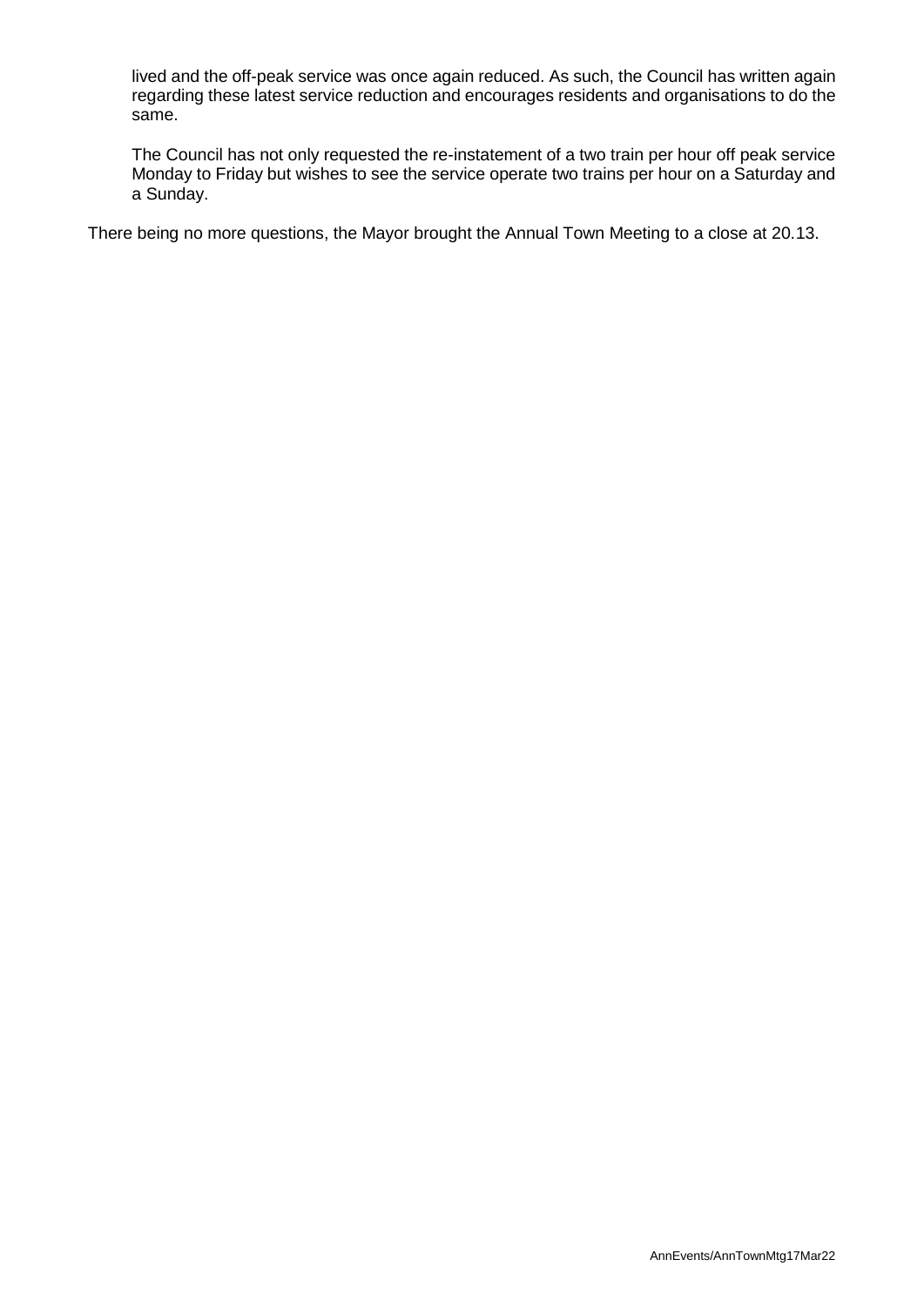lived and the off-peak service was once again reduced. As such, the Council has written again regarding these latest service reduction and encourages residents and organisations to do the same.

The Council has not only requested the re-instatement of a two train per hour off peak service Monday to Friday but wishes to see the service operate two trains per hour on a Saturday and a Sunday.

There being no more questions, the Mayor brought the Annual Town Meeting to a close at 20.13.